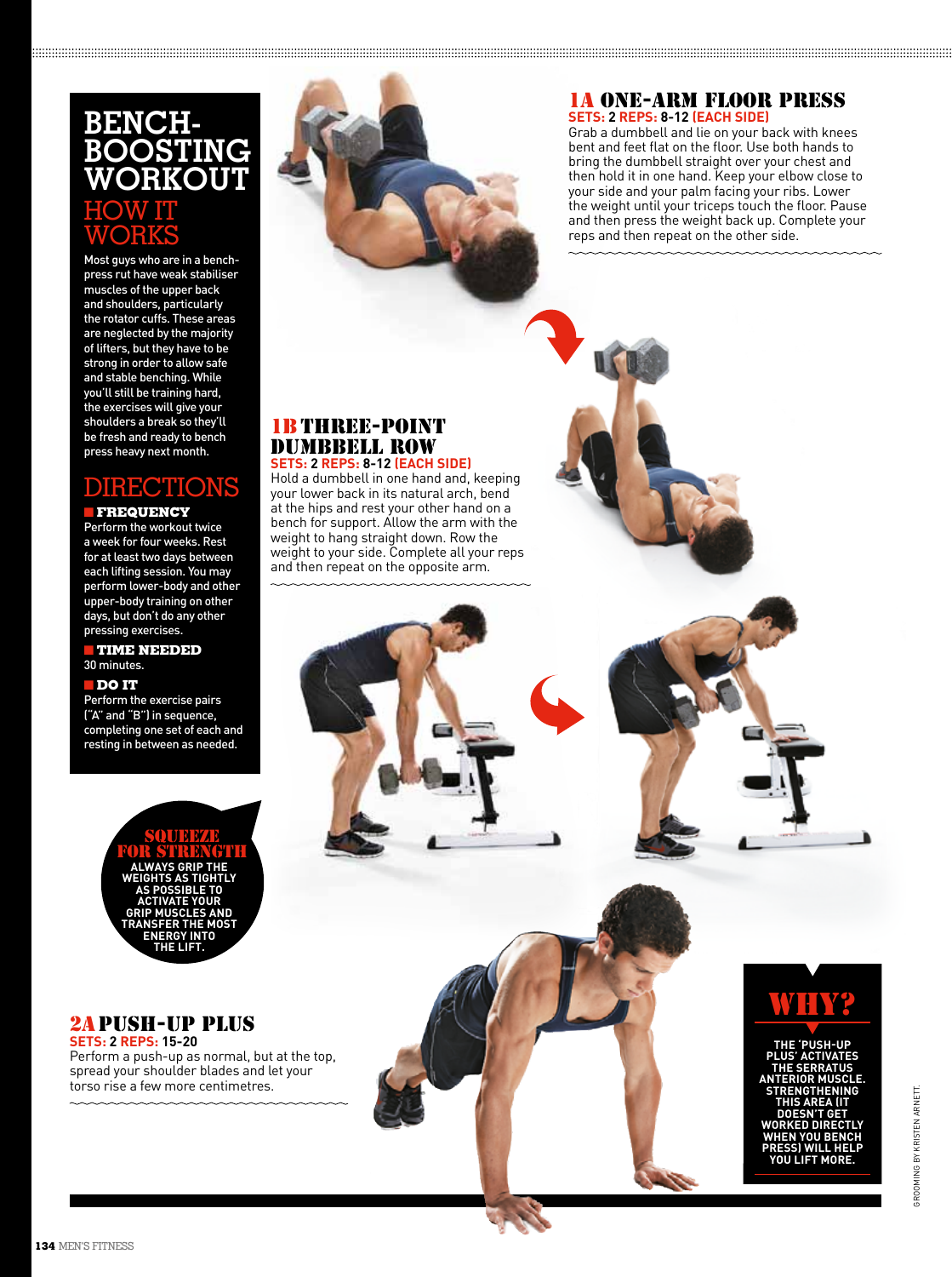# BENCH-BOOSTING WORKOUT

## HOW IT WORKS

Most guys who are in a bench-press rut have weak stabiliser muscles of the upper back and shoulders, particularly the rotator cuffs. These areas are neglected by the majority of lifters, but they have to be strong in order to allow safe and stable benching. While you'll still be training hard, the exercises will give your shoulders a break so they'll be fresh and ready to bench press heavy next month.

## DIRECTIONS

**FREQUENCY**
Perform the workout twice a week for four weeks. Rest for at least two days between each lifting session. You may perform lower-body and other upper-body training on other days, but don't do any other pressing exercises.

**TIME NEEDED**
30 minutes.

**DO IT**
Perform the exercise pairs ("A" and "B") in sequence, completing one set of each and resting in between as needed.

**SQUEEZE FOR STRENGTH**
ALWAYS GRIP THE WEIGHTS AS TIGHTLY AS POSSIBLE TO ACTIVATE YOUR GRIP MUSCLES AND TRANSFER THE MOST ENERGY INTO THE LIFT.

### 1A ONE-ARM FLOOR PRESS

**SETS:** 2 **REPS:** 8-12 **(EACH SIDE)**

Grab a dumbbell and lie on your back with knees bent and feet flat on the floor. Use both hands to bring the dumbbell straight over your chest and then hold it in one hand. Keep your elbow close to your side and your palm facing your ribs. Lower the weight until your triceps touch the floor. Pause and then press the weight back up. Complete your reps and then repeat on the other side.

### 1B THREE-POINT DUMBBELL ROW

**SETS:** 2 **REPS:** 8-12 **(EACH SIDE)**

Hold a dumbbell in one hand and, keeping your lower back in its natural arch, bend at the hips and rest your other hand on a bench for support. Allow the arm with the weight to hang straight down. Row the weight to your side. Complete all your reps and then repeat on the opposite arm.

### 2A PUSH-UP PLUS

**SETS:** 2 **REPS:** 15-20

Perform a push-up as normal, but at the top, spread your shoulder blades and let your torso rise a few more centimetres.

**WHY?**
THE 'PUSH-UP PLUS' ACTIVATES THE SERRATUS ANTERIOR MUSCLE. STRENGTHENING THIS AREA (IT DOESN'T GET WORKED DIRECTLY WHEN YOU BENCH PRESS) WILL HELP YOU LIFT MORE.

GROOMING BY KRISTEN ARNETT.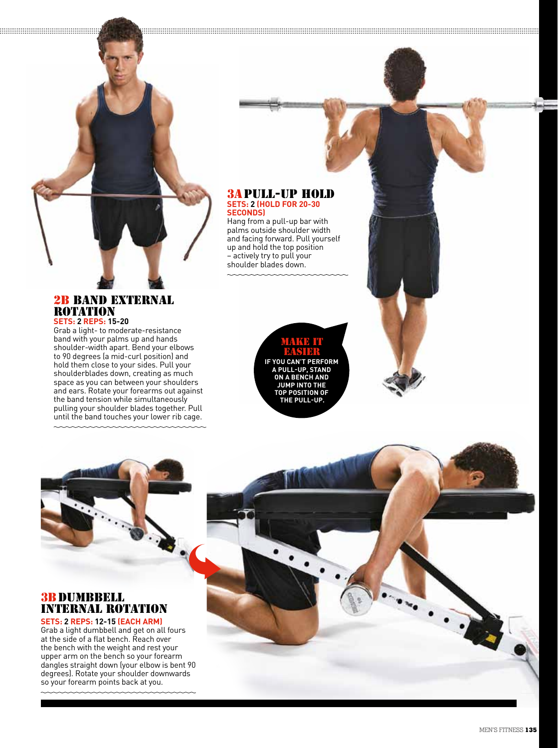## 2B BAND EXTERNAL ROTATION

**SETS:** 2 **REPS:** 15-20

Grab a light- to moderate-resistance band with your palms up and hands shoulder-width apart. Bend your elbows to 90 degrees (a mid-curl position) and hold them close to your sides. Pull your shoulderblades down, creating as much space as you can between your shoulders and ears. Rotate your forearms out against the band tension while simultaneously pulling your shoulder blades together. Pull until the band touches your lower rib cage.

## 3A PULL-UP HOLD

**SETS:** 2 **(HOLD FOR 20-30 SECONDS)**

Hang from a pull-up bar with palms outside shoulder width and facing forward. Pull yourself up and hold the top position – actively try to pull your shoulder blades down.

**MAKE IT EASIER**

**IF YOU CAN'T PERFORM A PULL-UP, STAND ON A BENCH AND JUMP INTO THE TOP POSITION OF THE PULL-UP.**

## 3B DUMBBELL INTERNAL ROTATION

**SETS:** 2 **REPS:** 12-15 **(EACH ARM)**

Grab a light dumbbell and get on all fours at the side of a flat bench. Reach over the bench with the weight and rest your upper arm on the bench so your forearm dangles straight down (your elbow is bent 90 degrees). Rotate your shoulder downwards so your forearm points back at you.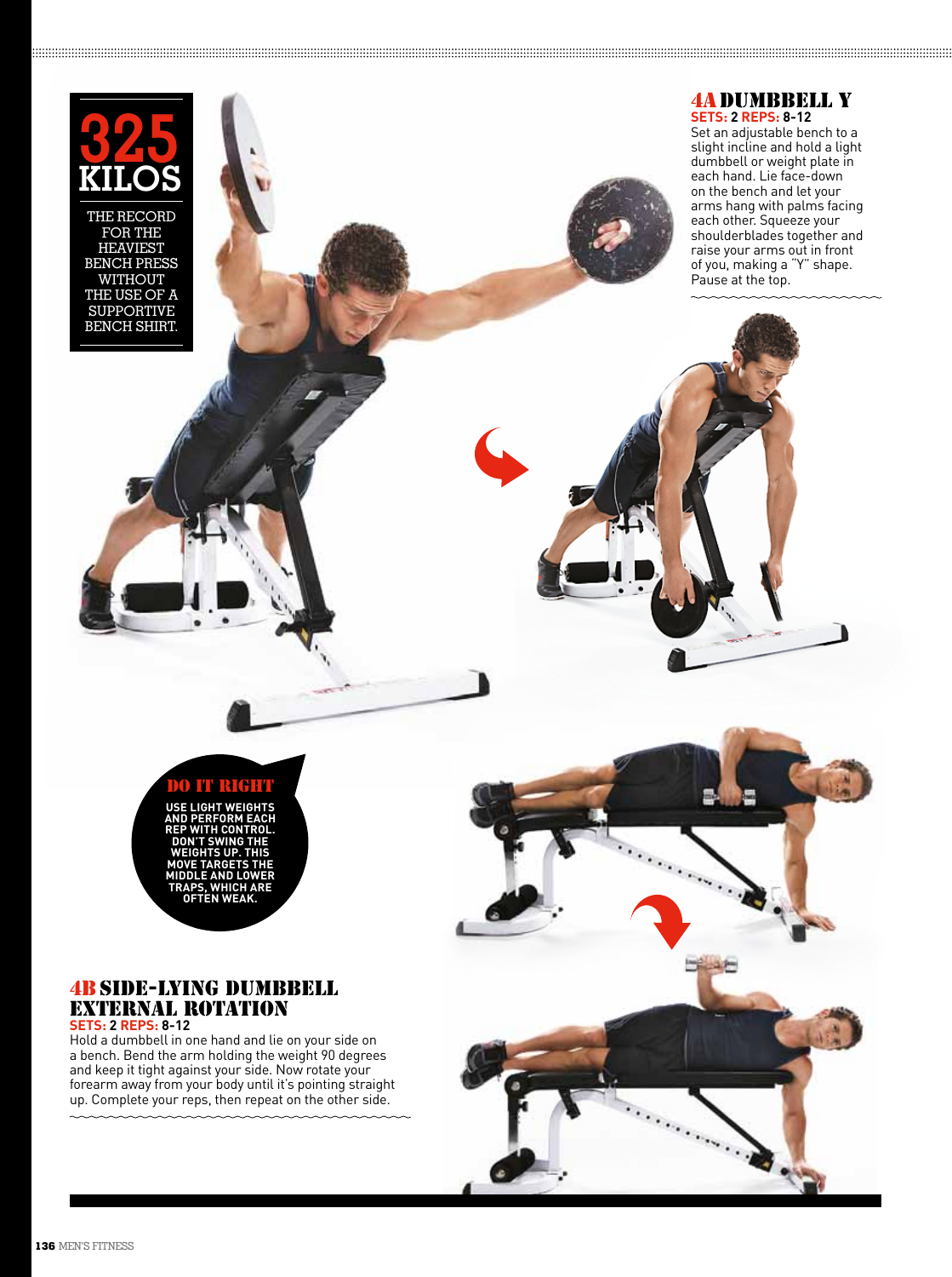**325 KILOS**

THE RECORD FOR THE HEAVIEST BENCH PRESS WITHOUT THE USE OF A SUPPORTIVE BENCH SHIRT.

## 4A DUMBBELL Y

**SETS:** 2 **REPS:** 8-12

Set an adjustable bench to a slight incline and hold a light dumbbell or weight plate in each hand. Lie face-down on the bench and let your arms hang with palms facing each other. Squeeze your shoulderblades together and raise your arms out in front of you, making a "Y" shape. Pause at the top.

### DO IT RIGHT

USE LIGHT WEIGHTS AND PERFORM EACH REP WITH CONTROL. DON'T SWING THE WEIGHTS UP. THIS MOVE TARGETS THE MIDDLE AND LOWER TRAPS, WHICH ARE OFTEN WEAK.

## 4B SIDE-LYING DUMBBELL EXTERNAL ROTATION

**SETS:** 2 **REPS:** 8-12

Hold a dumbbell in one hand and lie on your side on a bench. Bend the arm holding the weight 90 degrees and keep it tight against your side. Now rotate your forearm away from your body until it's pointing straight up. Complete your reps, then repeat on the other side.